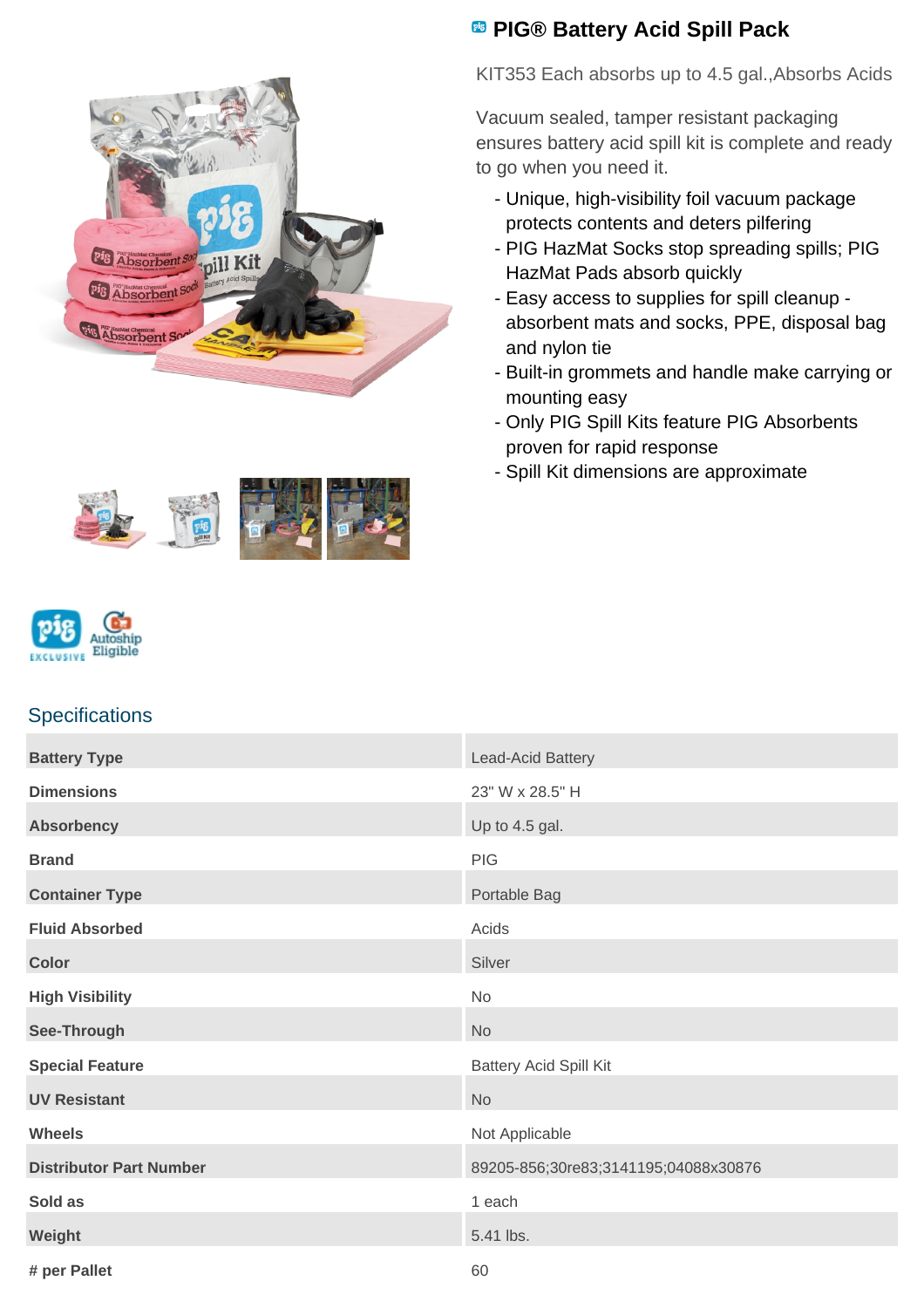# PIG® Battery Acid Spill Pack

KIT353 Each absorbs up to 4.5 gal.,Absorbs Acids

Vacuum sealed, tamper resistant packaging ensures battery acid spill kit is complete and ready to go when you need it.

- Unique, high-visibility foil vacuum package protects contents and deters pilfering
- PIG HazMat Socks stop spreading spills; PIG HazMat Pads absorb quickly
- Easy access to supplies for spill cleanup - absorbent mats and socks, PPE, disposal bag and nylon tie
- Built-in grommets and handle make carrying or mounting easy
- Only PIG Spill Kits feature PIG Absorbents proven for rapid response
- Spill Kit dimensions are approximate

## Specifications

| | |
|---|---|
| **Battery Type** | Lead-Acid Battery |
| **Dimensions** | 23" W x 28.5" H |
| **Absorbency** | Up to 4.5 gal. |
| **Brand** | PIG |
| **Container Type** | Portable Bag |
| **Fluid Absorbed** | Acids |
| **Color** | Silver |
| **High Visibility** | No |
| **See-Through** | No |
| **Special Feature** | Battery Acid Spill Kit |
| **UV Resistant** | No |
| **Wheels** | Not Applicable |
| **Distributor Part Number** | 89205-856;30re83;3141195;04088x30876 |
| **Sold as** | 1 each |
| **Weight** | 5.41 lbs. |
| **# per Pallet** | 60 |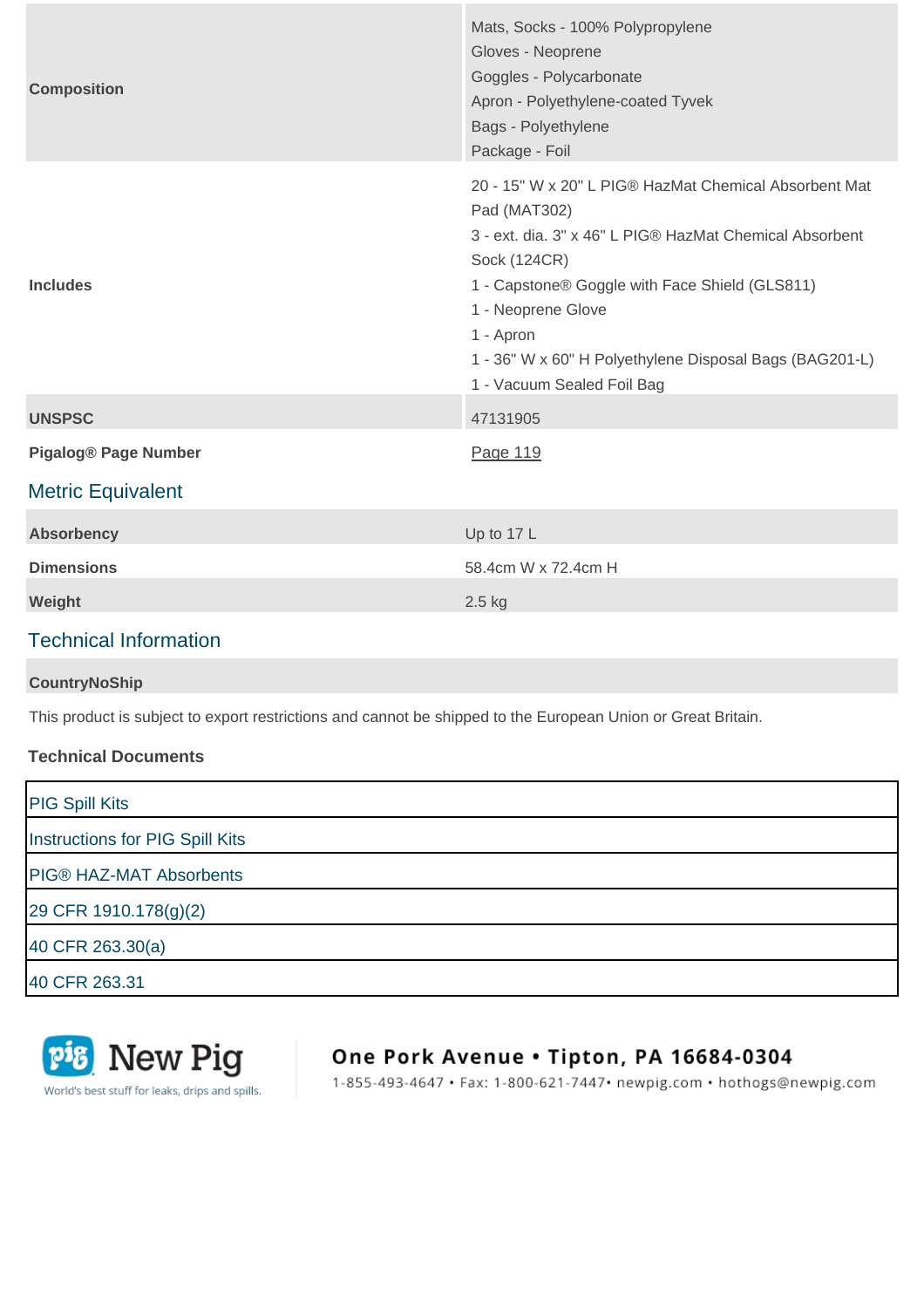| | |
|---|---|
| **Composition** | Mats, Socks - 100% Polypropylene<br>Gloves - Neoprene<br>Goggles - Polycarbonate<br>Apron - Polyethylene-coated Tyvek<br>Bags - Polyethylene<br>Package - Foil |
| **Includes** | 20 - 15" W x 20" L PIG® HazMat Chemical Absorbent Mat Pad (MAT302)<br>3 - ext. dia. 3" x 46" L PIG® HazMat Chemical Absorbent Sock (124CR)<br>1 - Capstone® Goggle with Face Shield (GLS811)<br>1 - Neoprene Glove<br>1 - Apron<br>1 - 36" W x 60" H Polyethylene Disposal Bags (BAG201-L)<br>1 - Vacuum Sealed Foil Bag |
| **UNSPSC** | 47131905 |
| **Pigalog® Page Number** | Page 119 |

## Metric Equivalent

| | |
|---|---|
| **Absorbency** | Up to 17 L |
| **Dimensions** | 58.4cm W x 72.4cm H |
| **Weight** | 2.5 kg |

## Technical Information

**CountryNoShip**

This product is subject to export restrictions and cannot be shipped to the European Union or Great Britain.

### Technical Documents

| |
|---|
| PIG Spill Kits |
| Instructions for PIG Spill Kits |
| PIG® HAZ-MAT Absorbents |
| 29 CFR 1910.178(g)(2) |
| 40 CFR 263.30(a) |
| 40 CFR 263.31 |

New Pig
World's best stuff for leaks, drips and spills.

One Pork Avenue • Tipton, PA 16684-0304
1-855-493-4647 • Fax: 1-800-621-7447• newpig.com • hothogs@newpig.com